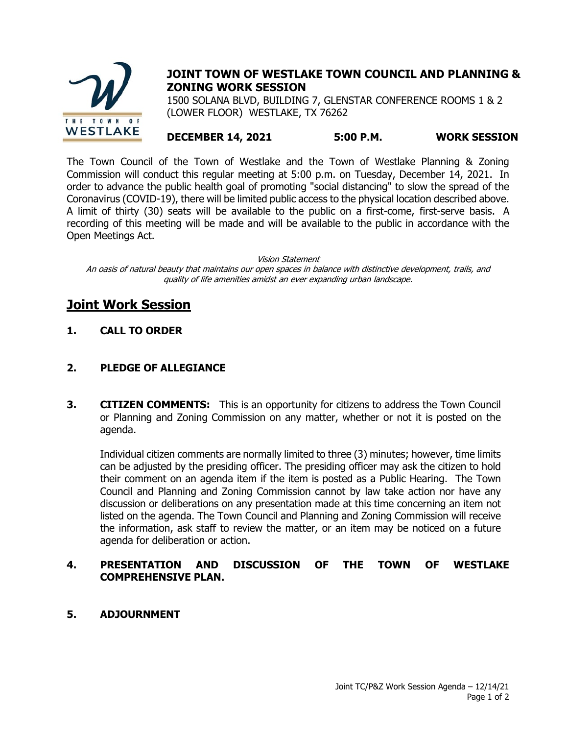# JOINT TOWN OF WESTLAKE TOWN COUNCIL AND PLANNING & ZONING WORK SESSION

1500 SOLANA BLVD, BUILDING 7, GLENSTAR CONFERENCE ROOMS 1 & 2 (LOWER FLOOR) WESTLAKE, TX 76262

**DECEMBER 14, 2021 5:00 P.M. WORK SESSION**

The Town Council of the Town of Westlake and the Town of Westlake Planning & Zoning Commission will conduct this regular meeting at 5:00 p.m. on Tuesday, December 14, 2021. In order to advance the public health goal of promoting "social distancing" to slow the spread of the Coronavirus (COVID-19), there will be limited public access to the physical location described above. A limit of thirty (30) seats will be available to the public on a first-come, first-serve basis. A recording of this meeting will be made and will be available to the public in accordance with the Open Meetings Act.

*Vision Statement*

*An oasis of natural beauty that maintains our open spaces in balance with distinctive development, trails, and quality of life amenities amidst an ever expanding urban landscape.*

## Joint Work Session

**1. CALL TO ORDER**

**2. PLEDGE OF ALLEGIANCE**

**3. CITIZEN COMMENTS:** This is an opportunity for citizens to address the Town Council or Planning and Zoning Commission on any matter, whether or not it is posted on the agenda.

Individual citizen comments are normally limited to three (3) minutes; however, time limits can be adjusted by the presiding officer. The presiding officer may ask the citizen to hold their comment on an agenda item if the item is posted as a Public Hearing. The Town Council and Planning and Zoning Commission cannot by law take action nor have any discussion or deliberations on any presentation made at this time concerning an item not listed on the agenda. The Town Council and Planning and Zoning Commission will receive the information, ask staff to review the matter, or an item may be noticed on a future agenda for deliberation or action.

**4. PRESENTATION AND DISCUSSION OF THE TOWN OF WESTLAKE COMPREHENSIVE PLAN.**

**5. ADJOURNMENT**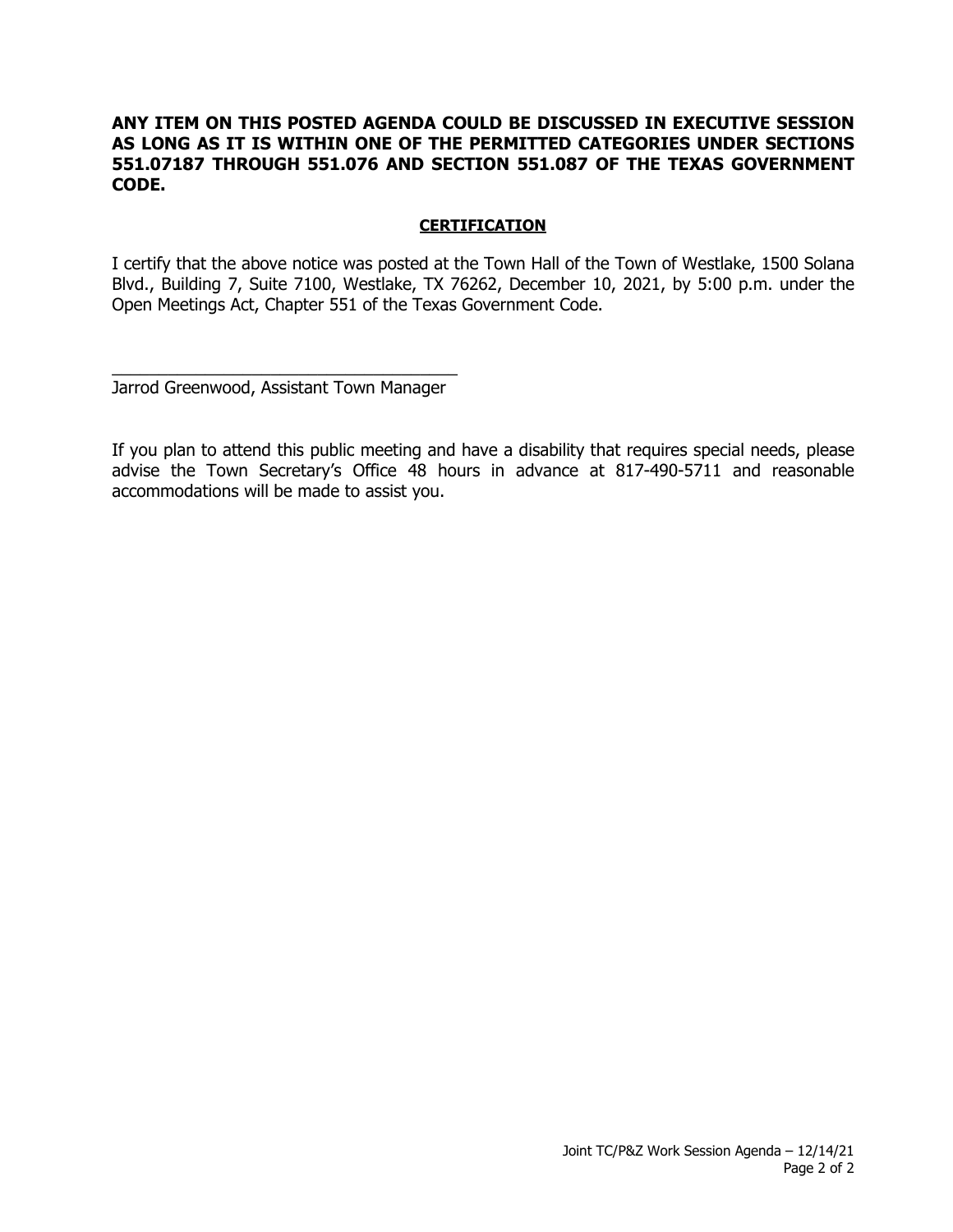**ANY ITEM ON THIS POSTED AGENDA COULD BE DISCUSSED IN EXECUTIVE SESSION AS LONG AS IT IS WITHIN ONE OF THE PERMITTED CATEGORIES UNDER SECTIONS 551.07187 THROUGH 551.076 AND SECTION 551.087 OF THE TEXAS GOVERNMENT CODE.**

## CERTIFICATION

I certify that the above notice was posted at the Town Hall of the Town of Westlake, 1500 Solana Blvd., Building 7, Suite 7100, Westlake, TX 76262, December 10, 2021, by 5:00 p.m. under the Open Meetings Act, Chapter 551 of the Texas Government Code.

\_\_\_\_\_\_\_\_\_\_\_\_\_\_\_\_\_\_\_\_\_\_\_\_\_\_\_\_\_\_\_\_\_\_\_\_\_\_

Jarrod Greenwood, Assistant Town Manager

If you plan to attend this public meeting and have a disability that requires special needs, please advise the Town Secretary's Office 48 hours in advance at 817-490-5711 and reasonable accommodations will be made to assist you.